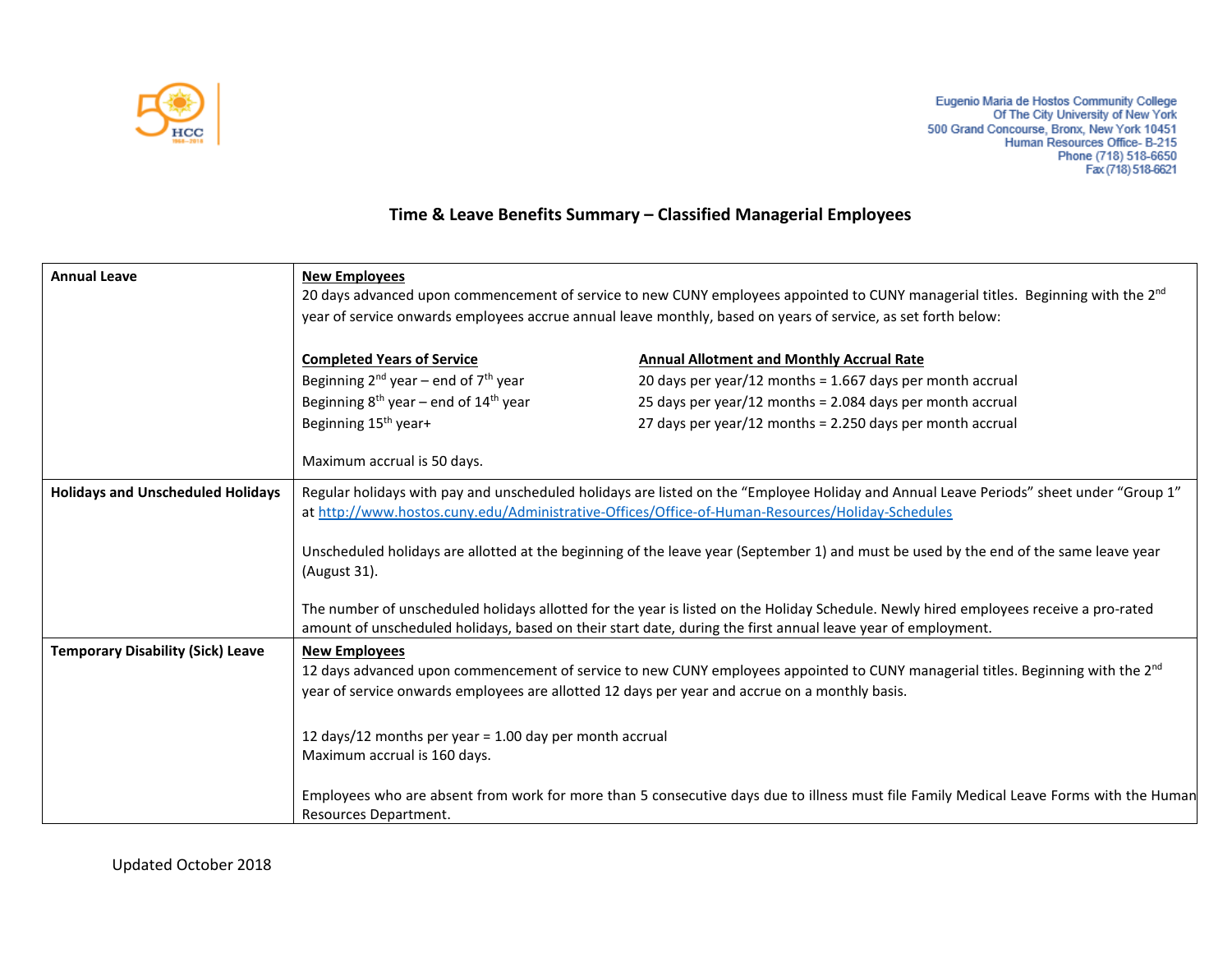Eugenio Maria de Hostos Community College
Of The City University of New York
500 Grand Concourse, Bronx, New York 10451
Human Resources Office- B-215
Phone (718) 518-6650
Fax (718) 518-6621

# Time & Leave Benefits Summary – Classified Managerial Employees

<table>
<tr>
<td><strong>Annual Leave</strong></td>
<td>
<u><strong>New Employees</strong></u><br>
20 days advanced upon commencement of service to new CUNY employees appointed to CUNY managerial titles. Beginning with the 2nd year of service onwards employees accrue annual leave monthly, based on years of service, as set forth below:<br><br>
<table>
<tr><th><u>Completed Years of Service</u></th><th><u>Annual Allotment and Monthly Accrual Rate</u></th></tr>
<tr><td>Beginning 2nd year – end of 7th year</td><td>20 days per year/12 months = 1.667 days per month accrual</td></tr>
<tr><td>Beginning 8th year – end of 14th year</td><td>25 days per year/12 months = 2.084 days per month accrual</td></tr>
<tr><td>Beginning 15th year+</td><td>27 days per year/12 months = 2.250 days per month accrual</td></tr>
</table>
<br>
Maximum accrual is 50 days.
</td>
</tr>
<tr>
<td><strong>Holidays and Unscheduled Holidays</strong></td>
<td>
Regular holidays with pay and unscheduled holidays are listed on the "Employee Holiday and Annual Leave Periods" sheet under "Group 1" at http://www.hostos.cuny.edu/Administrative-Offices/Office-of-Human-Resources/Holiday-Schedules<br><br>
Unscheduled holidays are allotted at the beginning of the leave year (September 1) and must be used by the end of the same leave year (August 31).<br><br>
The number of unscheduled holidays allotted for the year is listed on the Holiday Schedule. Newly hired employees receive a pro-rated amount of unscheduled holidays, based on their start date, during the first annual leave year of employment.
</td>
</tr>
<tr>
<td><strong>Temporary Disability (Sick) Leave</strong></td>
<td>
<u><strong>New Employees</strong></u><br>
12 days advanced upon commencement of service to new CUNY employees appointed to CUNY managerial titles. Beginning with the 2nd year of service onwards employees are allotted 12 days per year and accrue on a monthly basis.<br><br>
12 days/12 months per year = 1.00 day per month accrual<br>
Maximum accrual is 160 days.<br><br>
Employees who are absent from work for more than 5 consecutive days due to illness must file Family Medical Leave Forms with the Human Resources Department.
</td>
</tr>
</table>

Updated October 2018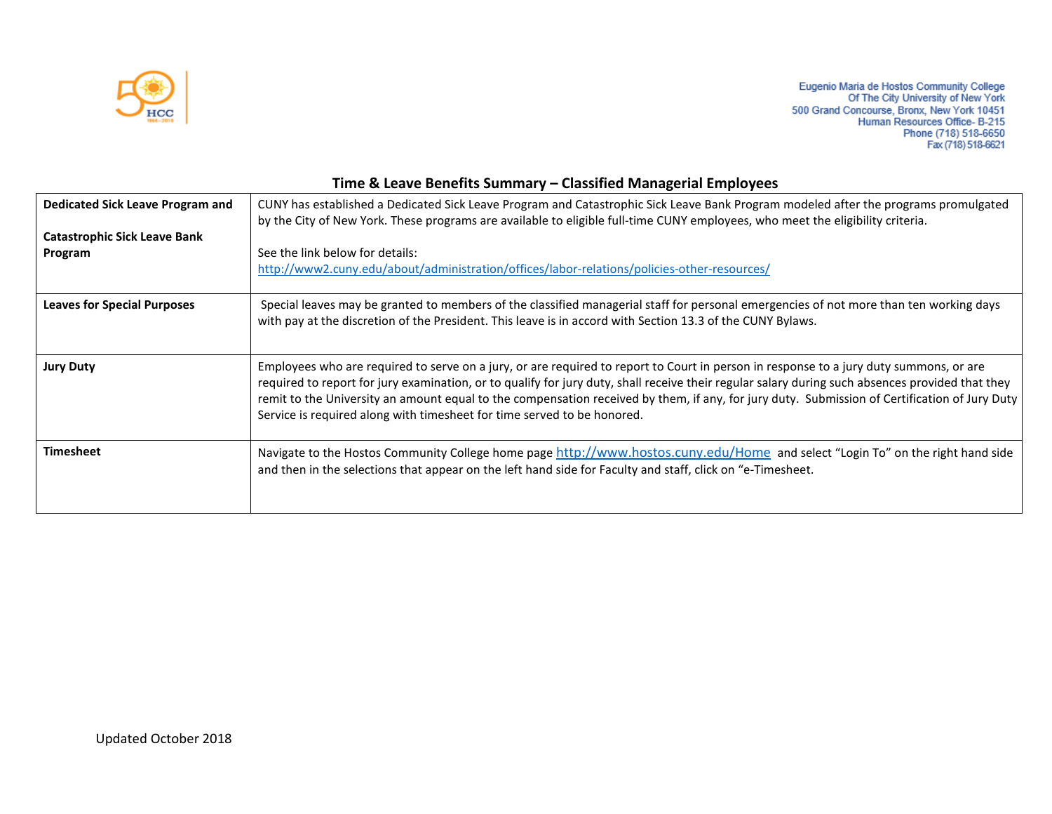Eugenio Maria de Hostos Community College
Of The City University of New York
500 Grand Concourse, Bronx, New York 10451
Human Resources Office- B-215
Phone (718) 518-6650
Fax (718) 518-6621

## Time & Leave Benefits Summary – Classified Managerial Employees

| | |
|---|---|
| **Dedicated Sick Leave Program and**<br><br>**Catastrophic Sick Leave Bank Program** | CUNY has established a Dedicated Sick Leave Program and Catastrophic Sick Leave Bank Program modeled after the programs promulgated by the City of New York. These programs are available to eligible full-time CUNY employees, who meet the eligibility criteria.<br><br>See the link below for details:<br>http://www2.cuny.edu/about/administration/offices/labor-relations/policies-other-resources/ |
| **Leaves for Special Purposes** | Special leaves may be granted to members of the classified managerial staff for personal emergencies of not more than ten working days with pay at the discretion of the President. This leave is in accord with Section 13.3 of the CUNY Bylaws. |
| **Jury Duty** | Employees who are required to serve on a jury, or are required to report to Court in person in response to a jury duty summons, or are required to report for jury examination, or to qualify for jury duty, shall receive their regular salary during such absences provided that they remit to the University an amount equal to the compensation received by them, if any, for jury duty. Submission of Certification of Jury Duty Service is required along with timesheet for time served to be honored. |
| **Timesheet** | Navigate to the Hostos Community College home page http://www.hostos.cuny.edu/Home and select "Login To" on the right hand side and then in the selections that appear on the left hand side for Faculty and staff, click on "e-Timesheet. |

Updated October 2018